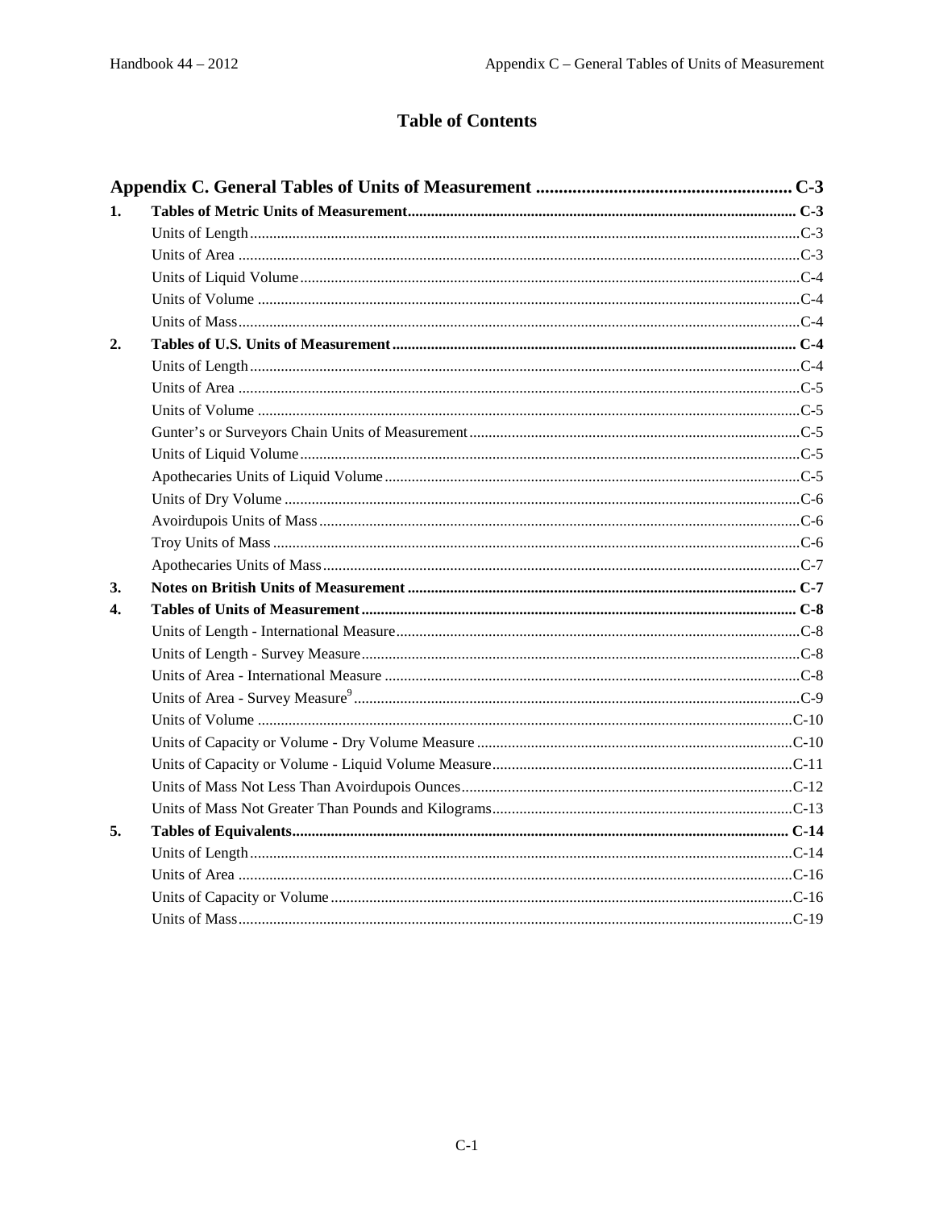# Table of Contents

| | | |
|---|---|---|
| **Appendix C. General Tables of Units of Measurement** | | **C-3** |
| **1.** | **Tables of Metric Units of Measurement** | **C-3** |
| | Units of Length | C-3 |
| | Units of Area | C-3 |
| | Units of Liquid Volume | C-4 |
| | Units of Volume | C-4 |
| | Units of Mass | C-4 |
| **2.** | **Tables of U.S. Units of Measurement** | **C-4** |
| | Units of Length | C-4 |
| | Units of Area | C-5 |
| | Units of Volume | C-5 |
| | Gunter's or Surveyors Chain Units of Measurement | C-5 |
| | Units of Liquid Volume | C-5 |
| | Apothecaries Units of Liquid Volume | C-5 |
| | Units of Dry Volume | C-6 |
| | Avoirdupois Units of Mass | C-6 |
| | Troy Units of Mass | C-6 |
| | Apothecaries Units of Mass | C-7 |
| **3.** | **Notes on British Units of Measurement** | **C-7** |
| **4.** | **Tables of Units of Measurement** | **C-8** |
| | Units of Length - International Measure | C-8 |
| | Units of Length - Survey Measure | C-8 |
| | Units of Area - International Measure | C-8 |
| | Units of Area - Survey Measure[9] | C-9 |
| | Units of Volume | C-10 |
| | Units of Capacity or Volume - Dry Volume Measure | C-10 |
| | Units of Capacity or Volume - Liquid Volume Measure | C-11 |
| | Units of Mass Not Less Than Avoirdupois Ounces | C-12 |
| | Units of Mass Not Greater Than Pounds and Kilograms | C-13 |
| **5.** | **Tables of Equivalents** | **C-14** |
| | Units of Length | C-14 |
| | Units of Area | C-16 |
| | Units of Capacity or Volume | C-16 |
| | Units of Mass | C-19 |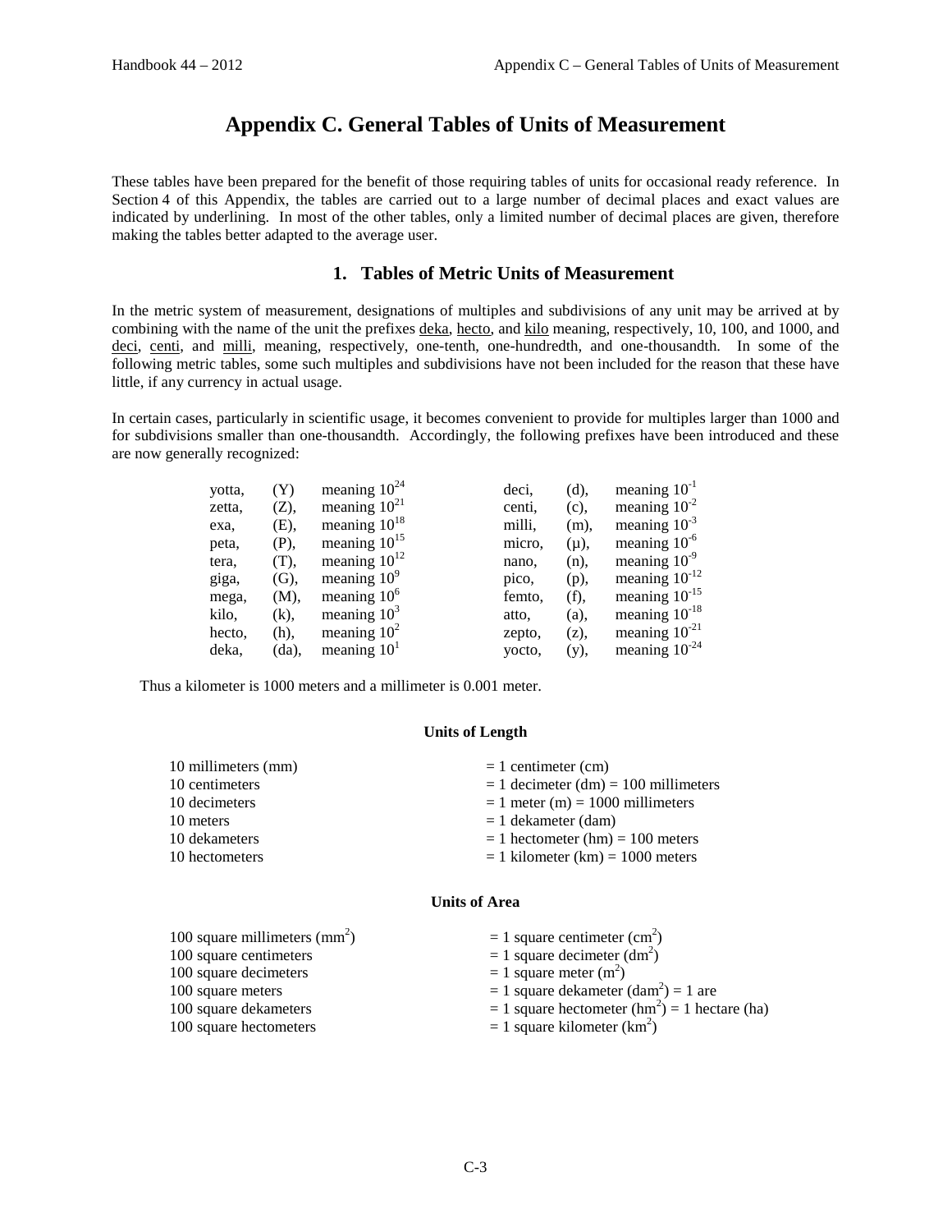# Appendix C. General Tables of Units of Measurement

These tables have been prepared for the benefit of those requiring tables of units for occasional ready reference. In Section 4 of this Appendix, the tables are carried out to a large number of decimal places and exact values are indicated by underlining. In most of the other tables, only a limited number of decimal places are given, therefore making the tables better adapted to the average user.

## 1. Tables of Metric Units of Measurement

In the metric system of measurement, designations of multiples and subdivisions of any unit may be arrived at by combining with the name of the unit the prefixes <u>deka</u>, <u>hecto</u>, and <u>kilo</u> meaning, respectively, 10, 100, and 1000, and <u>deci</u>, <u>centi</u>, and <u>milli</u>, meaning, respectively, one-tenth, one-hundredth, and one-thousandth. In some of the following metric tables, some such multiples and subdivisions have not been included for the reason that these have little, if any currency in actual usage.

In certain cases, particularly in scientific usage, it becomes convenient to provide for multiples larger than 1000 and for subdivisions smaller than one-thousandth. Accordingly, the following prefixes have been introduced and these are now generally recognized:

| | | | | | |
|---|---|---|---|---|---|
| yotta, | (Y) | meaning $10^{24}$ | deci, | (d), | meaning $10^{-1}$ |
| zetta, | (Z), | meaning $10^{21}$ | centi, | (c), | meaning $10^{-2}$ |
| exa, | (E), | meaning $10^{18}$ | milli, | (m), | meaning $10^{-3}$ |
| peta, | (P), | meaning $10^{15}$ | micro, | (μ), | meaning $10^{-6}$ |
| tera, | (T), | meaning $10^{12}$ | nano, | (n), | meaning $10^{-9}$ |
| giga, | (G), | meaning $10^{9}$ | pico, | (p), | meaning $10^{-12}$ |
| mega, | (M), | meaning $10^{6}$ | femto, | (f), | meaning $10^{-15}$ |
| kilo, | (k), | meaning $10^{3}$ | atto, | (a), | meaning $10^{-18}$ |
| hecto, | (h), | meaning $10^{2}$ | zepto, | (z), | meaning $10^{-21}$ |
| deka, | (da), | meaning $10^{1}$ | yocto, | (y), | meaning $10^{-24}$ |

Thus a kilometer is 1000 meters and a millimeter is 0.001 meter.

### Units of Length

| | |
|---|---|
| 10 millimeters (mm) | = 1 centimeter (cm) |
| 10 centimeters | = 1 decimeter (dm) = 100 millimeters |
| 10 decimeters | = 1 meter (m) = 1000 millimeters |
| 10 meters | = 1 dekameter (dam) |
| 10 dekameters | = 1 hectometer (hm) = 100 meters |
| 10 hectometers | = 1 kilometer (km) = 1000 meters |

### Units of Area

| | |
|---|---|
| 100 square millimeters ($mm^2$) | = 1 square centimeter ($cm^2$) |
| 100 square centimeters | = 1 square decimeter ($dm^2$) |
| 100 square decimeters | = 1 square meter ($m^2$) |
| 100 square meters | = 1 square dekameter ($dam^2$) = 1 are |
| 100 square dekameters | = 1 square hectometer ($hm^2$) = 1 hectare (ha) |
| 100 square hectometers | = 1 square kilometer ($km^2$) |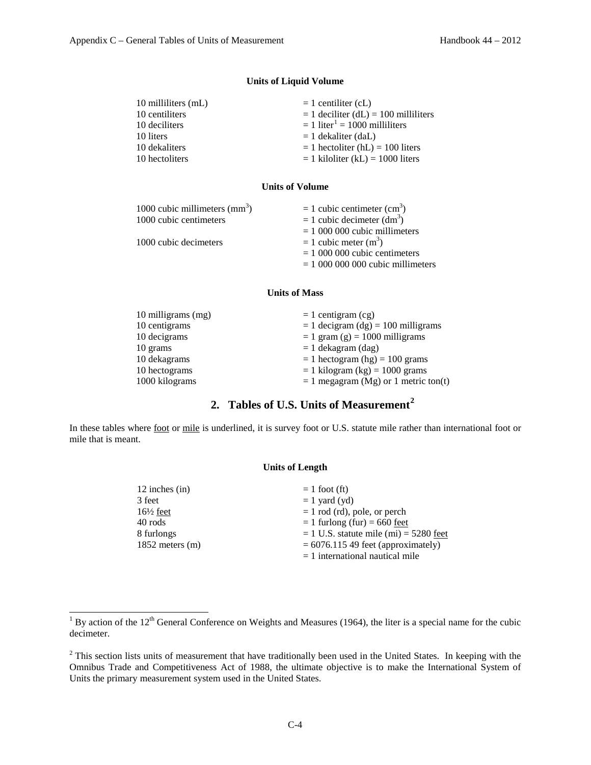#### Units of Liquid Volume

| | |
|---|---|
| 10 milliliters (mL) | = 1 centiliter (cL) |
| 10 centiliters | = 1 deciliter (dL) = 100 milliliters |
| 10 deciliters | = 1 liter[1] = 1000 milliliters |
| 10 liters | = 1 dekaliter (daL) |
| 10 dekaliters | = 1 hectoliter (hL) = 100 liters |
| 10 hectoliters | = 1 kiloliter (kL) = 1000 liters |

#### Units of Volume

| | |
|---|---|
| 1000 cubic millimeters ($mm^3$) | = 1 cubic centimeter ($cm^3$) |
| 1000 cubic centimeters | = 1 cubic decimeter ($dm^3$) |
| | = 1 000 000 cubic millimeters |
| 1000 cubic decimeters | = 1 cubic meter ($m^3$) |
| | = 1 000 000 cubic centimeters |
| | = 1 000 000 000 cubic millimeters |

#### Units of Mass

| | |
|---|---|
| 10 milligrams (mg) | = 1 centigram (cg) |
| 10 centigrams | = 1 decigram (dg) = 100 milligrams |
| 10 decigrams | = 1 gram (g) = 1000 milligrams |
| 10 grams | = 1 dekagram (dag) |
| 10 dekagrams | = 1 hectogram (hg) = 100 grams |
| 10 hectograms | = 1 kilogram (kg) = 1000 grams |
| 1000 kilograms | = 1 megagram (Mg) or 1 metric ton(t) |

## 2. Tables of U.S. Units of Measurement[2]

In these tables where foot or mile is underlined, it is survey foot or U.S. statute mile rather than international foot or mile that is meant.

#### Units of Length

| | |
|---|---|
| 12 inches (in) | = 1 foot (ft) |
| 3 feet | = 1 yard (yd) |
| 16½ feet | = 1 rod (rd), pole, or perch |
| 40 rods | = 1 furlong (fur) = 660 feet |
| 8 furlongs | = 1 U.S. statute mile (mi) = 5280 feet |
| 1852 meters (m) | = 6076.115 49 feet (approximately) |
| | = 1 international nautical mile |

[1] By action of the 12th General Conference on Weights and Measures (1964), the liter is a special name for the cubic decimeter.

[2] This section lists units of measurement that have traditionally been used in the United States. In keeping with the Omnibus Trade and Competitiveness Act of 1988, the ultimate objective is to make the International System of Units the primary measurement system used in the United States.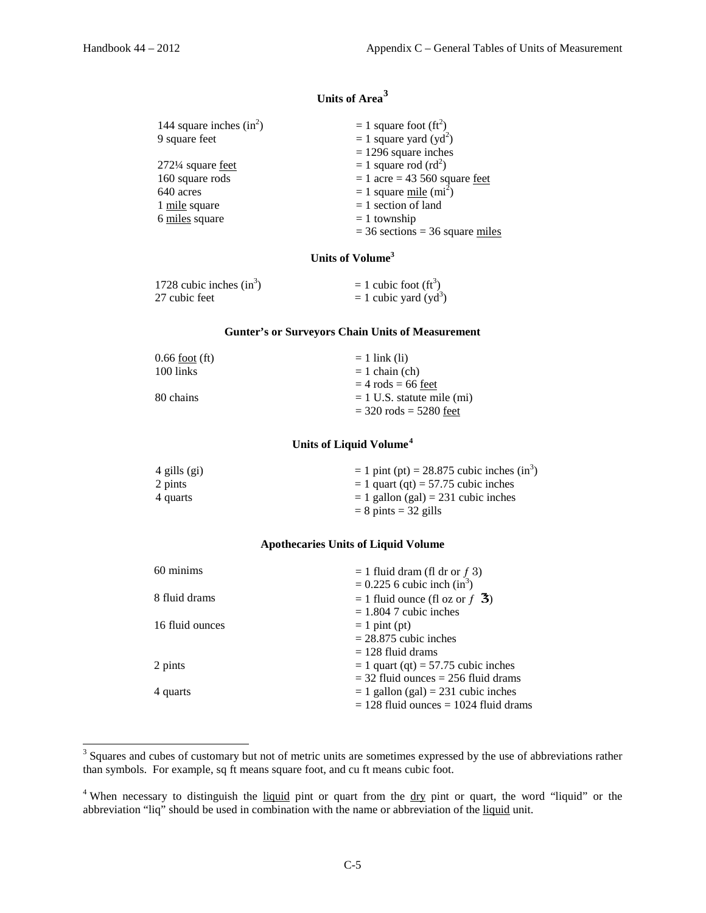### Units of Area[3]

| | |
|---|---|
| 144 square inches ($in^2$) | = 1 square foot ($ft^2$) |
| 9 square feet | = 1 square yard ($yd^2$) |
| | = 1296 square inches |
| 272¼ square feet | = 1 square rod ($rd^2$) |
| 160 square rods | = 1 acre = 43 560 square feet |
| 640 acres | = 1 square mile ($mi^2$) |
| 1 mile square | = 1 section of land |
| 6 miles square | = 1 township |
| | = 36 sections = 36 square miles |

### Units of Volume[3]

| | |
|---|---|
| 1728 cubic inches ($in^3$) | = 1 cubic foot ($ft^3$) |
| 27 cubic feet | = 1 cubic yard ($yd^3$) |

### Gunter's or Surveyors Chain Units of Measurement

| | |
|---|---|
| 0.66 foot (ft) | = 1 link (li) |
| 100 links | = 1 chain (ch) |
| | = 4 rods = 66 feet |
| 80 chains | = 1 U.S. statute mile (mi) |
| | = 320 rods = 5280 feet |

### Units of Liquid Volume[4]

| | |
|---|---|
| 4 gills (gi) | = 1 pint (pt) = 28.875 cubic inches ($in^3$) |
| 2 pints | = 1 quart (qt) = 57.75 cubic inches |
| 4 quarts | = 1 gallon (gal) = 231 cubic inches |
| | = 8 pints = 32 gills |

### Apothecaries Units of Liquid Volume

| | |
|---|---|
| 60 minims | = 1 fluid dram (fl dr or ƒ ʒ) |
| | = 0.225 6 cubic inch ($in^3$) |
| 8 fluid drams | = 1 fluid ounce (fl oz or ƒ ℥) |
| | = 1.804 7 cubic inches |
| 16 fluid ounces | = 1 pint (pt) |
| | = 28.875 cubic inches |
| | = 128 fluid drams |
| 2 pints | = 1 quart (qt) = 57.75 cubic inches |
| | = 32 fluid ounces = 256 fluid drams |
| 4 quarts | = 1 gallon (gal) = 231 cubic inches |
| | = 128 fluid ounces = 1024 fluid drams |

[3] Squares and cubes of customary but not of metric units are sometimes expressed by the use of abbreviations rather than symbols. For example, sq ft means square foot, and cu ft means cubic foot.

[4] When necessary to distinguish the liquid pint or quart from the dry pint or quart, the word "liquid" or the abbreviation "liq" should be used in combination with the name or abbreviation of the liquid unit.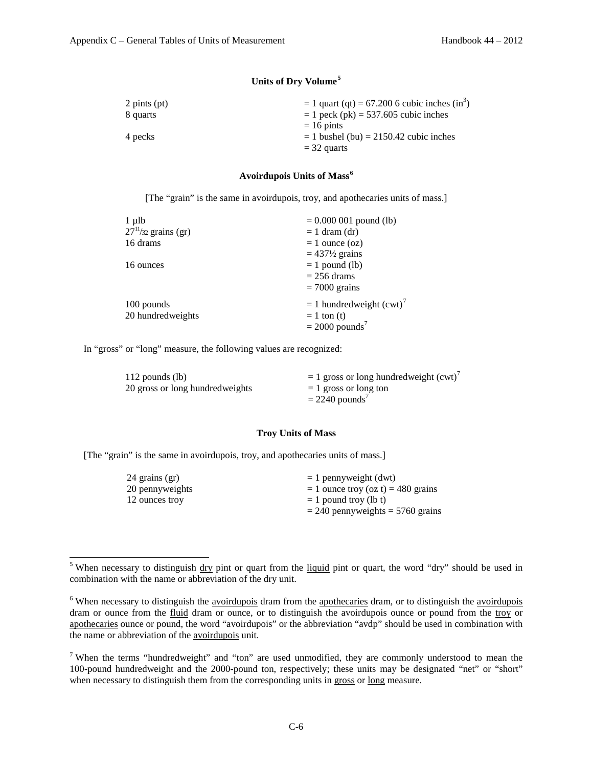### Units of Dry Volume[5]

| | |
|---|---|
| 2 pints (pt) | = 1 quart (qt) = 67.200 6 cubic inches ($in^3$) |
| 8 quarts | = 1 peck (pk) = 537.605 cubic inches |
| | = 16 pints |
| 4 pecks | = 1 bushel (bu) = 2150.42 cubic inches |
| | = 32 quarts |

### Avoirdupois Units of Mass[6]

[The "grain" is the same in avoirdupois, troy, and apothecaries units of mass.]

| | |
|---|---|
| 1 μlb | = 0.000 001 pound (lb) |
| $27^{11}/_{32}$ grains (gr) | = 1 dram (dr) |
| 16 drams | = 1 ounce (oz) |
| | = 437½ grains |
| 16 ounces | = 1 pound (lb) |
| | = 256 drams |
| | = 7000 grains |
| 100 pounds | = 1 hundredweight (cwt)[7] |
| 20 hundredweights | = 1 ton (t) |
| | = 2000 pounds[7] |

In "gross" or "long" measure, the following values are recognized:

| | |
|---|---|
| 112 pounds (lb) | = 1 gross or long hundredweight (cwt)[7] |
| 20 gross or long hundredweights | = 1 gross or long ton |
| | = 2240 pounds[7] |

### Troy Units of Mass

[The "grain" is the same in avoirdupois, troy, and apothecaries units of mass.]

| | |
|---|---|
| 24 grains (gr) | = 1 pennyweight (dwt) |
| 20 pennyweights | = 1 ounce troy (oz t) = 480 grains |
| 12 ounces troy | = 1 pound troy (lb t) |
| | = 240 pennyweights = 5760 grains |

---

[5] When necessary to distinguish dry pint or quart from the liquid pint or quart, the word "dry" should be used in combination with the name or abbreviation of the dry unit.

[6] When necessary to distinguish the avoirdupois dram from the apothecaries dram, or to distinguish the avoirdupois dram or ounce from the fluid dram or ounce, or to distinguish the avoirdupois ounce or pound from the troy or apothecaries ounce or pound, the word "avoirdupois" or the abbreviation "avdp" should be used in combination with the name or abbreviation of the avoirdupois unit.

[7] When the terms "hundredweight" and "ton" are used unmodified, they are commonly understood to mean the 100-pound hundredweight and the 2000-pound ton, respectively; these units may be designated "net" or "short" when necessary to distinguish them from the corresponding units in gross or long measure.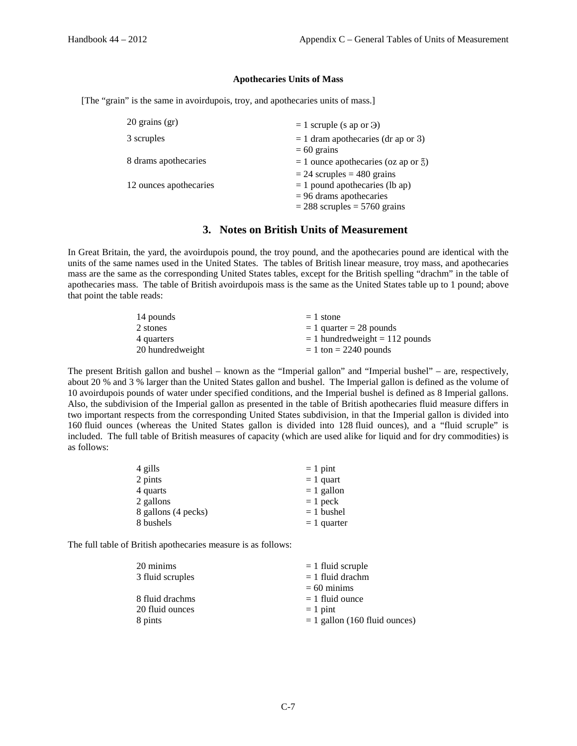**Apothecaries Units of Mass**

[The "grain" is the same in avoirdupois, troy, and apothecaries units of mass.]

| | |
|---|---|
| 20 grains (gr) | = 1 scruple (s ap or ℈) |
| 3 scruples | = 1 dram apothecaries (dr ap or ʒ) |
| | = 60 grains |
| 8 drams apothecaries | = 1 ounce apothecaries (oz ap or ℥) |
| | = 24 scruples = 480 grains |
| 12 ounces apothecaries | = 1 pound apothecaries (lb ap) |
| | = 96 drams apothecaries |
| | = 288 scruples = 5760 grains |

## 3. Notes on British Units of Measurement

In Great Britain, the yard, the avoirdupois pound, the troy pound, and the apothecaries pound are identical with the units of the same names used in the United States. The tables of British linear measure, troy mass, and apothecaries mass are the same as the corresponding United States tables, except for the British spelling "drachm" in the table of apothecaries mass. The table of British avoirdupois mass is the same as the United States table up to 1 pound; above that point the table reads:

| | |
|---|---|
| 14 pounds | = 1 stone |
| 2 stones | = 1 quarter = 28 pounds |
| 4 quarters | = 1 hundredweight = 112 pounds |
| 20 hundredweight | = 1 ton = 2240 pounds |

The present British gallon and bushel – known as the "Imperial gallon" and "Imperial bushel" – are, respectively, about 20 % and 3 % larger than the United States gallon and bushel. The Imperial gallon is defined as the volume of 10 avoirdupois pounds of water under specified conditions, and the Imperial bushel is defined as 8 Imperial gallons. Also, the subdivision of the Imperial gallon as presented in the table of British apothecaries fluid measure differs in two important respects from the corresponding United States subdivision, in that the Imperial gallon is divided into 160 fluid ounces (whereas the United States gallon is divided into 128 fluid ounces), and a "fluid scruple" is included. The full table of British measures of capacity (which are used alike for liquid and for dry commodities) is as follows:

| | |
|---|---|
| 4 gills | = 1 pint |
| 2 pints | = 1 quart |
| 4 quarts | = 1 gallon |
| 2 gallons | = 1 peck |
| 8 gallons (4 pecks) | = 1 bushel |
| 8 bushels | = 1 quarter |

The full table of British apothecaries measure is as follows:

| | |
|---|---|
| 20 minims | = 1 fluid scruple |
| 3 fluid scruples | = 1 fluid drachm |
| | = 60 minims |
| 8 fluid drachms | = 1 fluid ounce |
| 20 fluid ounces | = 1 pint |
| 8 pints | = 1 gallon (160 fluid ounces) |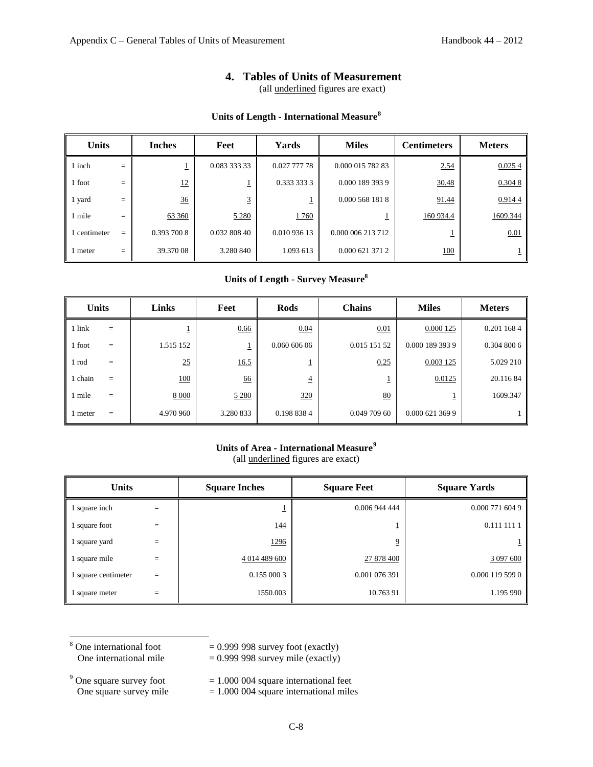# 4. Tables of Units of Measurement

(all underlined figures are exact)

### Units of Length - International Measure[8]

| Units | | Inches | Feet | Yards | Miles | Centimeters | Meters |
|---|---|---|---|---|---|---|---|
| 1 inch | = | 1 | 0.083 333 33 | 0.027 777 78 | 0.000 015 782 83 | 2.54 | 0.025 4 |
| 1 foot | = | 12 | 1 | 0.333 333 3 | 0.000 189 393 9 | 30.48 | 0.304 8 |
| 1 yard | = | 36 | 3 | 1 | 0.000 568 181 8 | 91.44 | 0.914 4 |
| 1 mile | = | 63 360 | 5 280 | 1 760 | 1 | 160 934.4 | 1609.344 |
| 1 centimeter | = | 0.393 700 8 | 0.032 808 40 | 0.010 936 13 | 0.000 006 213 712 | 1 | 0.01 |
| 1 meter | = | 39.370 08 | 3.280 840 | 1.093 613 | 0.000 621 371 2 | 100 | 1 |

### Units of Length - Survey Measure[8]

| Units | | Links | Feet | Rods | Chains | Miles | Meters |
|---|---|---|---|---|---|---|---|
| 1 link | = | 1 | 0.66 | 0.04 | 0.01 | 0.000 125 | 0.201 168 4 |
| 1 foot | = | 1.515 152 | 1 | 0.060 606 06 | 0.015 151 52 | 0.000 189 393 9 | 0.304 800 6 |
| 1 rod | = | 25 | 16.5 | 1 | 0.25 | 0.003 125 | 5.029 210 |
| 1 chain | = | 100 | 66 | 4 | 1 | 0.0125 | 20.116 84 |
| 1 mile | = | 8 000 | 5 280 | 320 | 80 | 1 | 1609.347 |
| 1 meter | = | 4.970 960 | 3.280 833 | 0.198 838 4 | 0.049 709 60 | 0.000 621 369 9 | 1 |

### Units of Area - International Measure[9]

(all underlined figures are exact)

| Units | | Square Inches | Square Feet | Square Yards |
|---|---|---|---|---|
| 1 square inch | = | 1 | 0.006 944 444 | 0.000 771 604 9 |
| 1 square foot | = | 144 | 1 | 0.111 111 1 |
| 1 square yard | = | 1296 | 9 | 1 |
| 1 square mile | = | 4 014 489 600 | 27 878 400 | 3 097 600 |
| 1 square centimeter | = | 0.155 000 3 | 0.001 076 391 | 0.000 119 599 0 |
| 1 square meter | = | 1550.003 | 10.763 91 | 1.195 990 |

[8] One international foot = 0.999 998 survey foot (exactly)
One international mile = 0.999 998 survey mile (exactly)

[9] One square survey foot = 1.000 004 square international feet
One square survey mile = 1.000 004 square international miles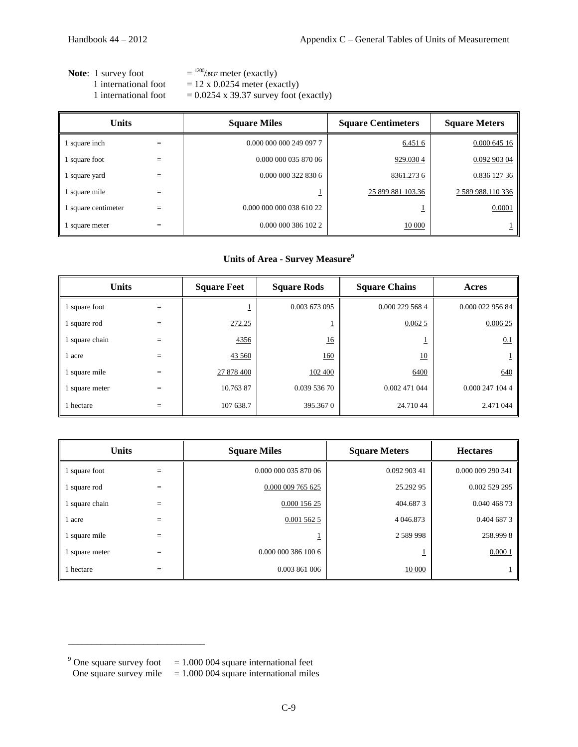**Note**: 1 survey foot = $^{1200}/_{3937}$ meter (exactly)
1 international foot = 12 x 0.0254 meter (exactly)
1 international foot = 0.0254 x 39.37 survey foot (exactly)

| Units | | Square Miles | Square Centimeters | Square Meters |
|---|---|---|---|---|
| 1 square inch | = | 0.000 000 000 249 097 7 | 6.451 6 | 0.000 645 16 |
| 1 square foot | = | 0.000 000 035 870 06 | 929.030 4 | 0.092 903 04 |
| 1 square yard | = | 0.000 000 322 830 6 | 8361.273 6 | 0.836 127 36 |
| 1 square mile | = | 1 | 25 899 881 103.36 | 2 589 988.110 336 |
| 1 square centimeter | = | 0.000 000 000 038 610 22 | 1 | 0.0001 |
| 1 square meter | = | 0.000 000 386 102 2 | 10 000 | 1 |

## Units of Area - Survey Measure[9]

| Units | | Square Feet | Square Rods | Square Chains | Acres |
|---|---|---|---|---|---|
| 1 square foot | = | 1 | 0.003 673 095 | 0.000 229 568 4 | 0.000 022 956 84 |
| 1 square rod | = | 272.25 | 1 | 0.062 5 | 0.006 25 |
| 1 square chain | = | 4356 | 16 | 1 | 0.1 |
| 1 acre | = | 43 560 | 160 | 10 | 1 |
| 1 square mile | = | 27 878 400 | 102 400 | 6400 | 640 |
| 1 square meter | = | 10.763 87 | 0.039 536 70 | 0.002 471 044 | 0.000 247 104 4 |
| 1 hectare | = | 107 638.7 | 395.367 0 | 24.710 44 | 2.471 044 |

| Units | | Square Miles | Square Meters | Hectares |
|---|---|---|---|---|
| 1 square foot | = | 0.000 000 035 870 06 | 0.092 903 41 | 0.000 009 290 341 |
| 1 square rod | = | 0.000 009 765 625 | 25.292 95 | 0.002 529 295 |
| 1 square chain | = | 0.000 156 25 | 404.687 3 | 0.040 468 73 |
| 1 acre | = | 0.001 562 5 | 4 046.873 | 0.404 687 3 |
| 1 square mile | = | 1 | 2 589 998 | 258.999 8 |
| 1 square meter | = | 0.000 000 386 100 6 | 1 | 0.000 1 |
| 1 hectare | = | 0.003 861 006 | 10 000 | 1 |

[9] One square survey foot = 1.000 004 square international feet
One square survey mile = 1.000 004 square international miles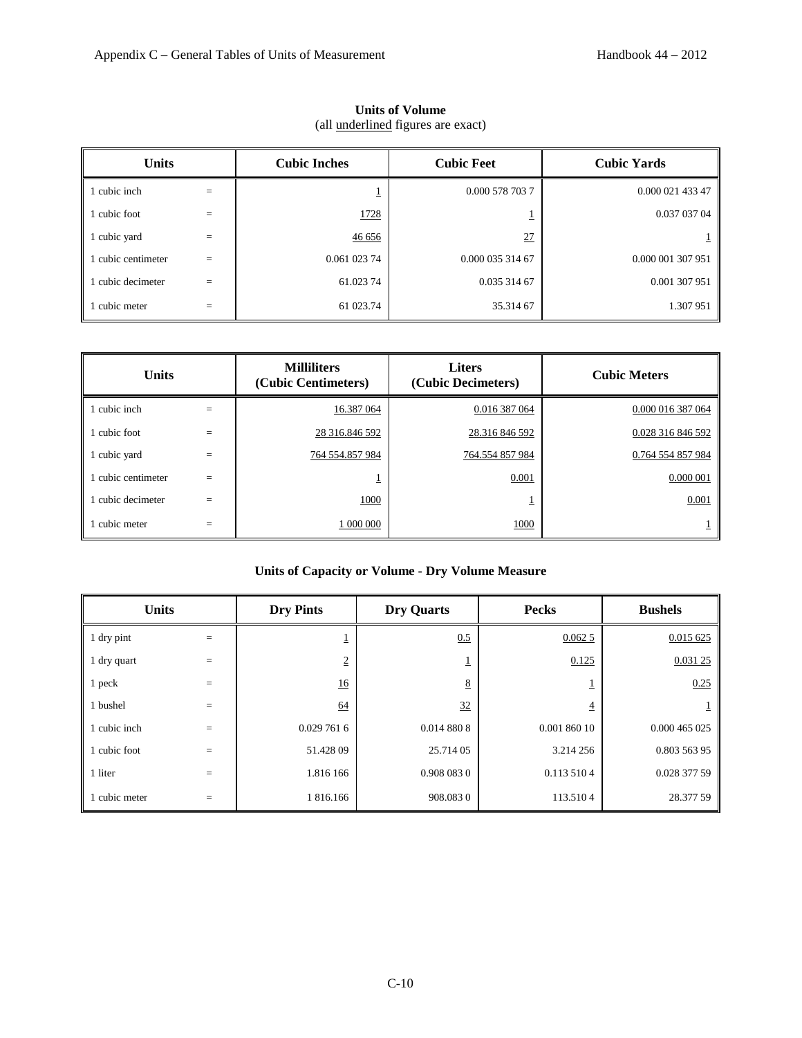## Units of Volume

(all underlined figures are exact)

| Units | | Cubic Inches | Cubic Feet | Cubic Yards |
|---|---|---|---|---|
| 1 cubic inch | = | 1 | 0.000 578 703 7 | 0.000 021 433 47 |
| 1 cubic foot | = | 1728 | 1 | 0.037 037 04 |
| 1 cubic yard | = | 46 656 | 27 | 1 |
| 1 cubic centimeter | = | 0.061 023 74 | 0.000 035 314 67 | 0.000 001 307 951 |
| 1 cubic decimeter | = | 61.023 74 | 0.035 314 67 | 0.001 307 951 |
| 1 cubic meter | = | 61 023.74 | 35.314 67 | 1.307 951 |

| Units | | Milliliters (Cubic Centimeters) | Liters (Cubic Decimeters) | Cubic Meters |
|---|---|---|---|---|
| 1 cubic inch | = | 16.387 064 | 0.016 387 064 | 0.000 016 387 064 |
| 1 cubic foot | = | 28 316.846 592 | 28.316 846 592 | 0.028 316 846 592 |
| 1 cubic yard | = | 764 554.857 984 | 764.554 857 984 | 0.764 554 857 984 |
| 1 cubic centimeter | = | 1 | 0.001 | 0.000 001 |
| 1 cubic decimeter | = | 1000 | 1 | 0.001 |
| 1 cubic meter | = | 1 000 000 | 1000 | 1 |

## Units of Capacity or Volume - Dry Volume Measure

| Units | | Dry Pints | Dry Quarts | Pecks | Bushels |
|---|---|---|---|---|---|
| 1 dry pint | = | 1 | 0.5 | 0.062 5 | 0.015 625 |
| 1 dry quart | = | 2 | 1 | 0.125 | 0.031 25 |
| 1 peck | = | 16 | 8 | 1 | 0.25 |
| 1 bushel | = | 64 | 32 | 4 | 1 |
| 1 cubic inch | = | 0.029 761 6 | 0.014 880 8 | 0.001 860 10 | 0.000 465 025 |
| 1 cubic foot | = | 51.428 09 | 25.714 05 | 3.214 256 | 0.803 563 95 |
| 1 liter | = | 1.816 166 | 0.908 083 0 | 0.113 510 4 | 0.028 377 59 |
| 1 cubic meter | = | 1 816.166 | 908.083 0 | 113.510 4 | 28.377 59 |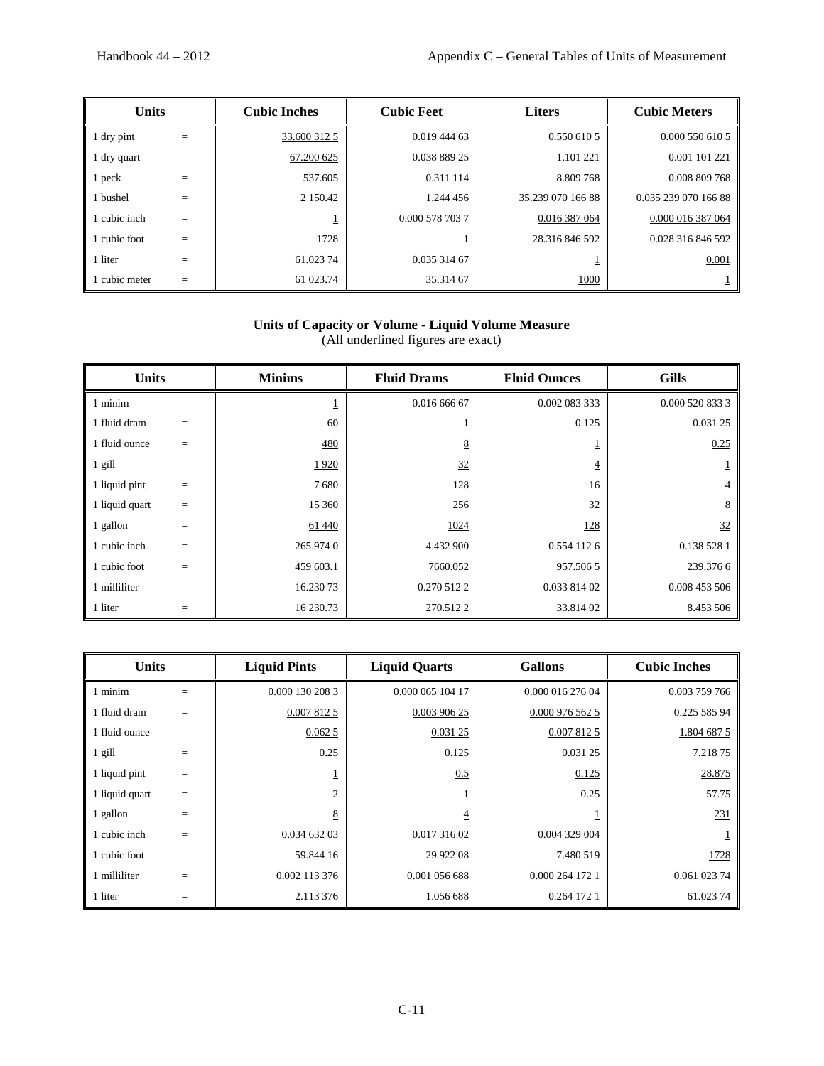| Units | | Cubic Inches | Cubic Feet | Liters | Cubic Meters |
|---|---|---|---|---|---|
| 1 dry pint | = | 33.600 312 5 | 0.019 444 63 | 0.550 610 5 | 0.000 550 610 5 |
| 1 dry quart | = | 67.200 625 | 0.038 889 25 | 1.101 221 | 0.001 101 221 |
| 1 peck | = | 537.605 | 0.311 114 | 8.809 768 | 0.008 809 768 |
| 1 bushel | = | 2 150.42 | 1.244 456 | 35.239 070 166 88 | 0.035 239 070 166 88 |
| 1 cubic inch | = | 1 | 0.000 578 703 7 | 0.016 387 064 | 0.000 016 387 064 |
| 1 cubic foot | = | 1728 | 1 | 28.316 846 592 | 0.028 316 846 592 |
| 1 liter | = | 61.023 74 | 0.035 314 67 | 1 | 0.001 |
| 1 cubic meter | = | 61 023.74 | 35.314 67 | 1000 | 1 |

**Units of Capacity or Volume - Liquid Volume Measure**
(All underlined figures are exact)

| Units | | Minims | Fluid Drams | Fluid Ounces | Gills |
|---|---|---|---|---|---|
| 1 minim | = | 1 | 0.016 666 67 | 0.002 083 333 | 0.000 520 833 3 |
| 1 fluid dram | = | 60 | 1 | 0.125 | 0.031 25 |
| 1 fluid ounce | = | 480 | 8 | 1 | 0.25 |
| 1 gill | = | 1 920 | 32 | 4 | 1 |
| 1 liquid pint | = | 7 680 | 128 | 16 | 4 |
| 1 liquid quart | = | 15 360 | 256 | 32 | 8 |
| 1 gallon | = | 61 440 | 1024 | 128 | 32 |
| 1 cubic inch | = | 265.974 0 | 4.432 900 | 0.554 112 6 | 0.138 528 1 |
| 1 cubic foot | = | 459 603.1 | 7660.052 | 957.506 5 | 239.376 6 |
| 1 milliliter | = | 16.230 73 | 0.270 512 2 | 0.033 814 02 | 0.008 453 506 |
| 1 liter | = | 16 230.73 | 270.512 2 | 33.814 02 | 8.453 506 |

| Units | | Liquid Pints | Liquid Quarts | Gallons | Cubic Inches |
|---|---|---|---|---|---|
| 1 minim | = | 0.000 130 208 3 | 0.000 065 104 17 | 0.000 016 276 04 | 0.003 759 766 |
| 1 fluid dram | = | 0.007 812 5 | 0.003 906 25 | 0.000 976 562 5 | 0.225 585 94 |
| 1 fluid ounce | = | 0.062 5 | 0.031 25 | 0.007 812 5 | 1.804 687 5 |
| 1 gill | = | 0.25 | 0.125 | 0.031 25 | 7.218 75 |
| 1 liquid pint | = | 1 | 0.5 | 0.125 | 28.875 |
| 1 liquid quart | = | 2 | 1 | 0.25 | 57.75 |
| 1 gallon | = | 8 | 4 | 1 | 231 |
| 1 cubic inch | = | 0.034 632 03 | 0.017 316 02 | 0.004 329 004 | 1 |
| 1 cubic foot | = | 59.844 16 | 29.922 08 | 7.480 519 | 1728 |
| 1 milliliter | = | 0.002 113 376 | 0.001 056 688 | 0.000 264 172 1 | 0.061 023 74 |
| 1 liter | = | 2.113 376 | 1.056 688 | 0.264 172 1 | 61.023 74 |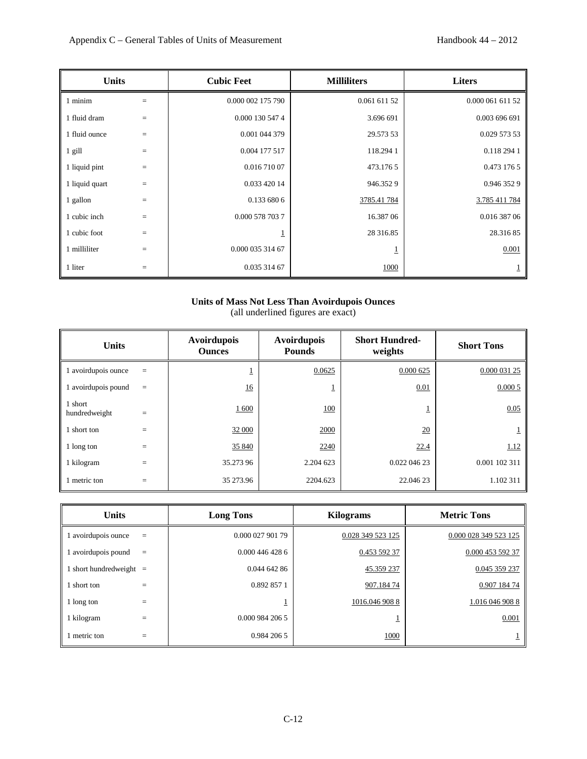| Units | | Cubic Feet | Milliliters | Liters |
|---|---|---|---|---|
| 1 minim | = | 0.000 002 175 790 | 0.061 611 52 | 0.000 061 611 52 |
| 1 fluid dram | = | 0.000 130 547 4 | 3.696 691 | 0.003 696 691 |
| 1 fluid ounce | = | 0.001 044 379 | 29.573 53 | 0.029 573 53 |
| 1 gill | = | 0.004 177 517 | 118.294 1 | 0.118 294 1 |
| 1 liquid pint | = | 0.016 710 07 | 473.176 5 | 0.473 176 5 |
| 1 liquid quart | = | 0.033 420 14 | 946.352 9 | 0.946 352 9 |
| 1 gallon | = | 0.133 680 6 | 3785.41 784 | 3.785 411 784 |
| 1 cubic inch | = | 0.000 578 703 7 | 16.387 06 | 0.016 387 06 |
| 1 cubic foot | = | 1 | 28 316.85 | 28.316 85 |
| 1 milliliter | = | 0.000 035 314 67 | 1 | 0.001 |
| 1 liter | = | 0.035 314 67 | 1000 | 1 |

**Units of Mass Not Less Than Avoirdupois Ounces**
(all underlined figures are exact)

| Units | | Avoirdupois Ounces | Avoirdupois Pounds | Short Hundred-weights | Short Tons |
|---|---|---|---|---|---|
| 1 avoirdupois ounce | = | 1 | 0.0625 | 0.000 625 | 0.000 031 25 |
| 1 avoirdupois pound | = | 16 | 1 | 0.01 | 0.000 5 |
| 1 short hundredweight | = | 1 600 | 100 | 1 | 0.05 |
| 1 short ton | = | 32 000 | 2000 | 20 | 1 |
| 1 long ton | = | 35 840 | 2240 | 22.4 | 1.12 |
| 1 kilogram | = | 35.273 96 | 2.204 623 | 0.022 046 23 | 0.001 102 311 |
| 1 metric ton | = | 35 273.96 | 2204.623 | 22.046 23 | 1.102 311 |

| Units | | Long Tons | Kilograms | Metric Tons |
|---|---|---|---|---|
| 1 avoirdupois ounce | = | 0.000 027 901 79 | 0.028 349 523 125 | 0.000 028 349 523 125 |
| 1 avoirdupois pound | = | 0.000 446 428 6 | 0.453 592 37 | 0.000 453 592 37 |
| 1 short hundredweight | = | 0.044 642 86 | 45.359 237 | 0.045 359 237 |
| 1 short ton | = | 0.892 857 1 | 907.184 74 | 0.907 184 74 |
| 1 long ton | = | 1 | 1016.046 908 8 | 1.016 046 908 8 |
| 1 kilogram | = | 0.000 984 206 5 | 1 | 0.001 |
| 1 metric ton | = | 0.984 206 5 | 1000 | 1 |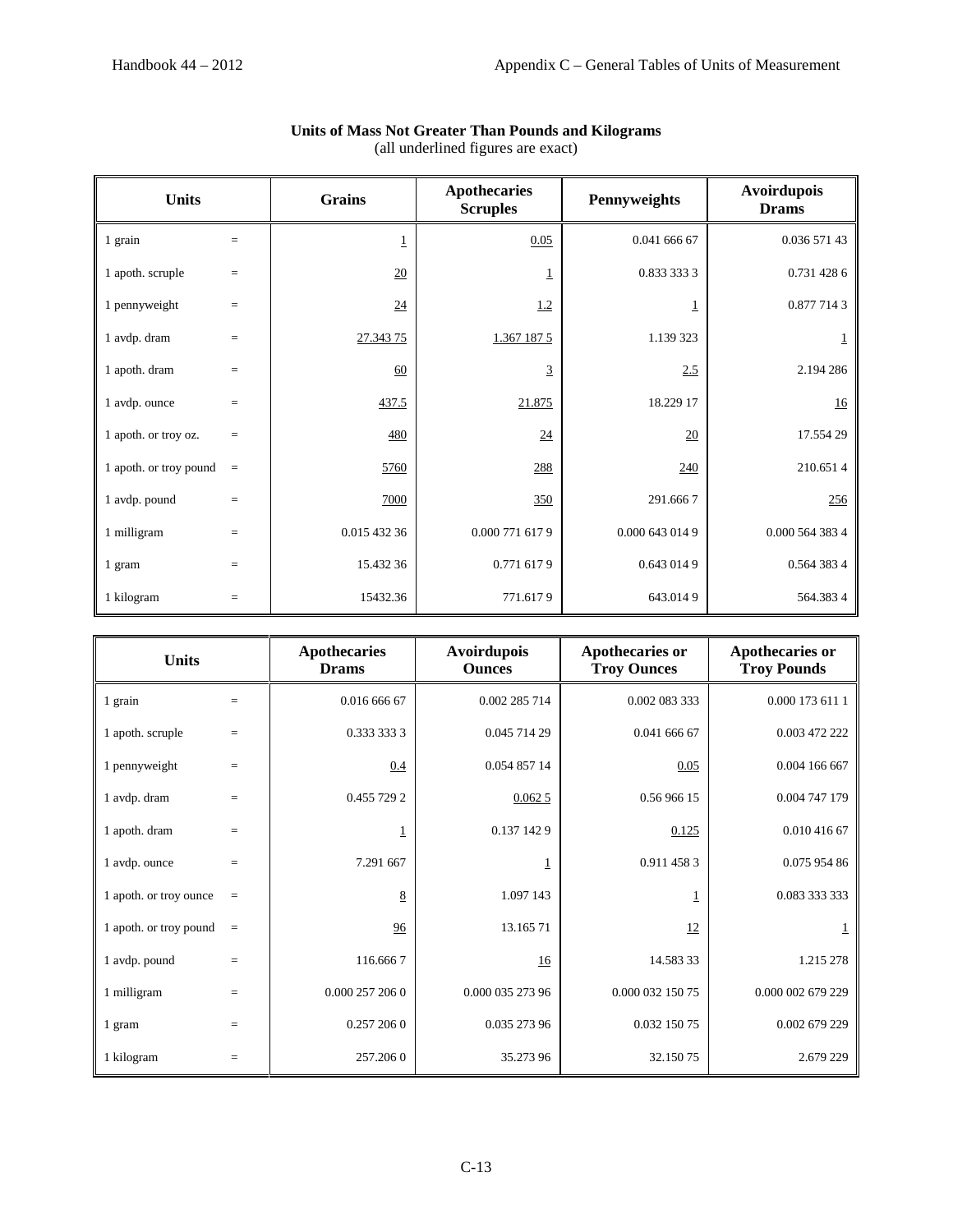### Units of Mass Not Greater Than Pounds and Kilograms

(all underlined figures are exact)

| Units | | Grains | Apothecaries Scruples | Pennyweights | Avoirdupois Drams |
|---|---|---|---|---|---|
| 1 grain | = | 1 | 0.05 | 0.041 666 67 | 0.036 571 43 |
| 1 apoth. scruple | = | 20 | 1 | 0.833 333 3 | 0.731 428 6 |
| 1 pennyweight | = | 24 | 1.2 | 1 | 0.877 714 3 |
| 1 avdp. dram | = | 27.343 75 | 1.367 187 5 | 1.139 323 | 1 |
| 1 apoth. dram | = | 60 | 3 | 2.5 | 2.194 286 |
| 1 avdp. ounce | = | 437.5 | 21.875 | 18.229 17 | 16 |
| 1 apoth. or troy oz. | = | 480 | 24 | 20 | 17.554 29 |
| 1 apoth. or troy pound | = | 5760 | 288 | 240 | 210.651 4 |
| 1 avdp. pound | = | 7000 | 350 | 291.666 7 | 256 |
| 1 milligram | = | 0.015 432 36 | 0.000 771 617 9 | 0.000 643 014 9 | 0.000 564 383 4 |
| 1 gram | = | 15.432 36 | 0.771 617 9 | 0.643 014 9 | 0.564 383 4 |
| 1 kilogram | = | 15432.36 | 771.617 9 | 643.014 9 | 564.383 4 |

| Units | | Apothecaries Drams | Avoirdupois Ounces | Apothecaries or Troy Ounces | Apothecaries or Troy Pounds |
|---|---|---|---|---|---|
| 1 grain | = | 0.016 666 67 | 0.002 285 714 | 0.002 083 333 | 0.000 173 611 1 |
| 1 apoth. scruple | = | 0.333 333 3 | 0.045 714 29 | 0.041 666 67 | 0.003 472 222 |
| 1 pennyweight | = | 0.4 | 0.054 857 14 | 0.05 | 0.004 166 667 |
| 1 avdp. dram | = | 0.455 729 2 | 0.062 5 | 0.56 966 15 | 0.004 747 179 |
| 1 apoth. dram | = | 1 | 0.137 142 9 | 0.125 | 0.010 416 67 |
| 1 avdp. ounce | = | 7.291 667 | 1 | 0.911 458 3 | 0.075 954 86 |
| 1 apoth. or troy ounce | = | 8 | 1.097 143 | 1 | 0.083 333 333 |
| 1 apoth. or troy pound | = | 96 | 13.165 71 | 12 | 1 |
| 1 avdp. pound | = | 116.666 7 | 16 | 14.583 33 | 1.215 278 |
| 1 milligram | = | 0.000 257 206 0 | 0.000 035 273 96 | 0.000 032 150 75 | 0.000 002 679 229 |
| 1 gram | = | 0.257 206 0 | 0.035 273 96 | 0.032 150 75 | 0.002 679 229 |
| 1 kilogram | = | 257.206 0 | 35.273 96 | 32.150 75 | 2.679 229 |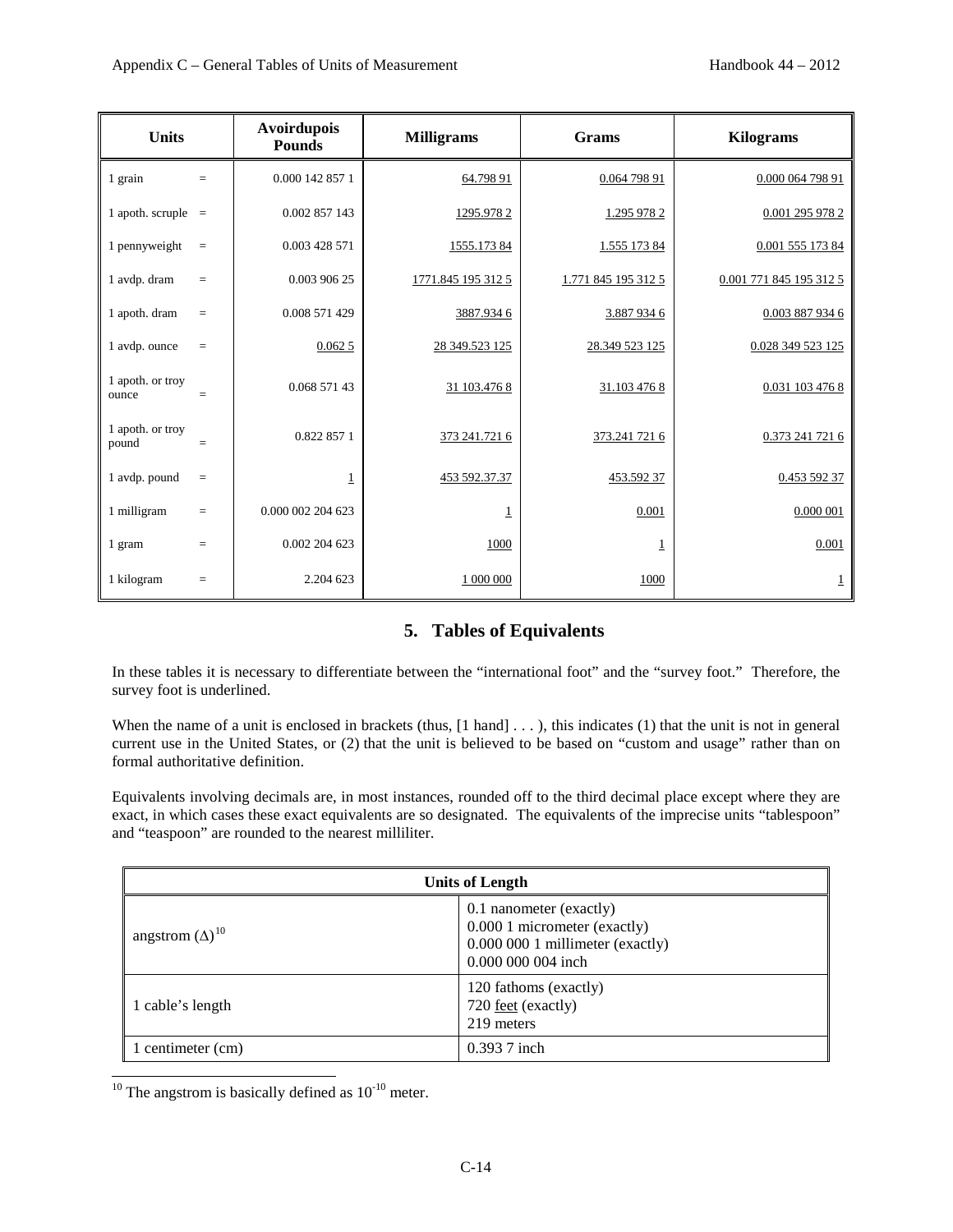| Units | | Avoirdupois Pounds | Milligrams | Grams | Kilograms |
|---|---|---|---|---|---|
| 1 grain | = | 0.000 142 857 1 | 64.798 91 | 0.064 798 91 | 0.000 064 798 91 |
| 1 apoth. scruple | = | 0.002 857 143 | 1295.978 2 | 1.295 978 2 | 0.001 295 978 2 |
| 1 pennyweight | = | 0.003 428 571 | 1555.173 84 | 1.555 173 84 | 0.001 555 173 84 |
| 1 avdp. dram | = | 0.003 906 25 | 1771.845 195 312 5 | 1.771 845 195 312 5 | 0.001 771 845 195 312 5 |
| 1 apoth. dram | = | 0.008 571 429 | 3887.934 6 | 3.887 934 6 | 0.003 887 934 6 |
| 1 avdp. ounce | = | 0.062 5 | 28 349.523 125 | 28.349 523 125 | 0.028 349 523 125 |
| 1 apoth. or troy ounce | = | 0.068 571 43 | 31 103.476 8 | 31.103 476 8 | 0.031 103 476 8 |
| 1 apoth. or troy pound | = | 0.822 857 1 | 373 241.721 6 | 373.241 721 6 | 0.373 241 721 6 |
| 1 avdp. pound | = | 1 | 453 592.37.37 | 453.592 37 | 0.453 592 37 |
| 1 milligram | = | 0.000 002 204 623 | 1 | 0.001 | 0.000 001 |
| 1 gram | = | 0.002 204 623 | 1000 | 1 | 0.001 |
| 1 kilogram | = | 2.204 623 | 1 000 000 | 1000 | 1 |

## 5. Tables of Equivalents

In these tables it is necessary to differentiate between the "international foot" and the "survey foot." Therefore, the survey foot is underlined.

When the name of a unit is enclosed in brackets (thus, [1 hand] . . . ), this indicates (1) that the unit is not in general current use in the United States, or (2) that the unit is believed to be based on "custom and usage" rather than on formal authoritative definition.

Equivalents involving decimals are, in most instances, rounded off to the third decimal place except where they are exact, in which cases these exact equivalents are so designated. The equivalents of the imprecise units "tablespoon" and "teaspoon" are rounded to the nearest milliliter.

| Units of Length | |
|---|---|
| angstrom (Δ)[10] | 0.1 nanometer (exactly)<br>0.000 1 micrometer (exactly)<br>0.000 000 1 millimeter (exactly)<br>0.000 000 004 inch |
| 1 cable's length | 120 fathoms (exactly)<br>720 feet (exactly)<br>219 meters |
| 1 centimeter (cm) | 0.393 7 inch |

[10] The angstrom is basically defined as $10^{-10}$ meter.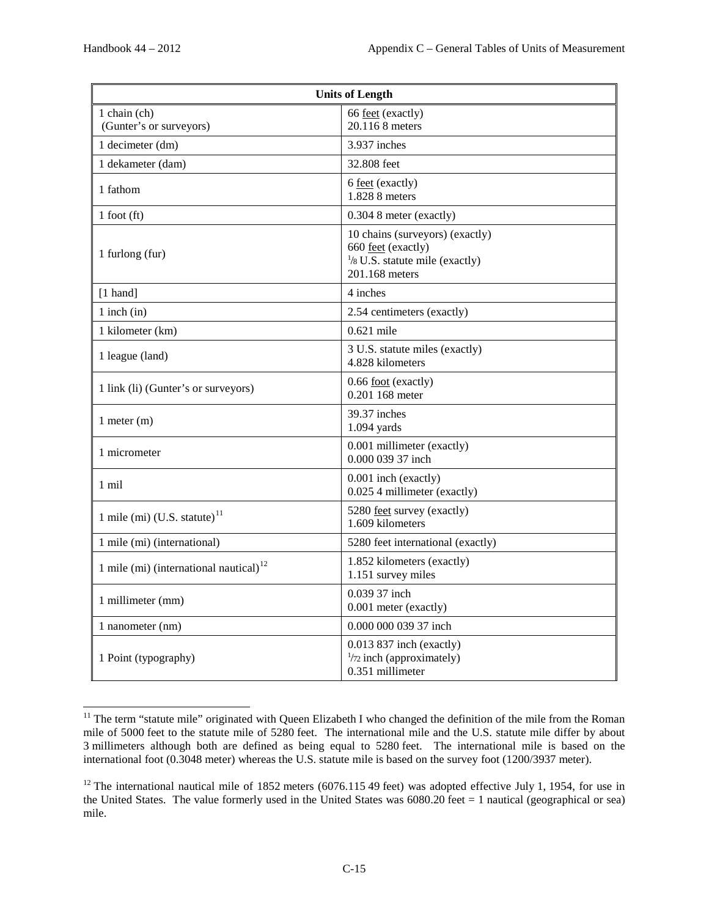| Units of Length | |
|---|---|
| 1 chain (ch)<br>(Gunter's or surveyors) | 66 feet (exactly)<br>20.116 8 meters |
| 1 decimeter (dm) | 3.937 inches |
| 1 dekameter (dam) | 32.808 feet |
| 1 fathom | 6 feet (exactly)<br>1.828 8 meters |
| 1 foot (ft) | 0.304 8 meter (exactly) |
| 1 furlong (fur) | 10 chains (surveyors) (exactly)<br>660 feet (exactly)<br>1/8 U.S. statute mile (exactly)<br>201.168 meters |
| [1 hand] | 4 inches |
| 1 inch (in) | 2.54 centimeters (exactly) |
| 1 kilometer (km) | 0.621 mile |
| 1 league (land) | 3 U.S. statute miles (exactly)<br>4.828 kilometers |
| 1 link (li) (Gunter's or surveyors) | 0.66 foot (exactly)<br>0.201 168 meter |
| 1 meter (m) | 39.37 inches<br>1.094 yards |
| 1 micrometer | 0.001 millimeter (exactly)<br>0.000 039 37 inch |
| 1 mil | 0.001 inch (exactly)<br>0.025 4 millimeter (exactly) |
| 1 mile (mi) (U.S. statute)[11] | 5280 feet survey (exactly)<br>1.609 kilometers |
| 1 mile (mi) (international) | 5280 feet international (exactly) |
| 1 mile (mi) (international nautical)[12] | 1.852 kilometers (exactly)<br>1.151 survey miles |
| 1 millimeter (mm) | 0.039 37 inch<br>0.001 meter (exactly) |
| 1 nanometer (nm) | 0.000 000 039 37 inch |
| 1 Point (typography) | 0.013 837 inch (exactly)<br>1/72 inch (approximately)<br>0.351 millimeter |

[11] The term "statute mile" originated with Queen Elizabeth I who changed the definition of the mile from the Roman mile of 5000 feet to the statute mile of 5280 feet. The international mile and the U.S. statute mile differ by about 3 millimeters although both are defined as being equal to 5280 feet. The international mile is based on the international foot (0.3048 meter) whereas the U.S. statute mile is based on the survey foot (1200/3937 meter).

[12] The international nautical mile of 1852 meters (6076.115 49 feet) was adopted effective July 1, 1954, for use in the United States. The value formerly used in the United States was 6080.20 feet = 1 nautical (geographical or sea) mile.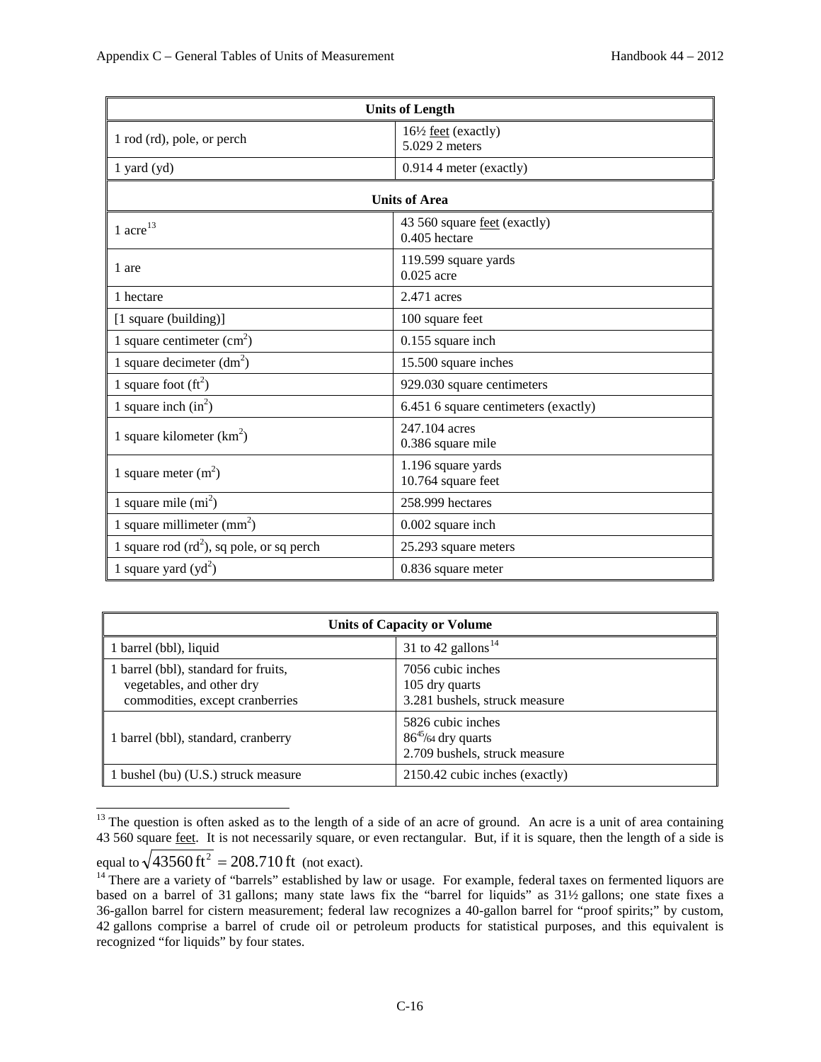| Units of Length | |
|---|---|
| 1 rod (rd), pole, or perch | 16½ feet (exactly)<br>5.029 2 meters |
| 1 yard (yd) | 0.914 4 meter (exactly) |

| Units of Area | |
|---|---|
| 1 acre[13] | 43 560 square feet (exactly)<br>0.405 hectare |
| 1 are | 119.599 square yards<br>0.025 acre |
| 1 hectare | 2.471 acres |
| [1 square (building)] | 100 square feet |
| 1 square centimeter ($cm^2$) | 0.155 square inch |
| 1 square decimeter ($dm^2$) | 15.500 square inches |
| 1 square foot ($ft^2$) | 929.030 square centimeters |
| 1 square inch ($in^2$) | 6.451 6 square centimeters (exactly) |
| 1 square kilometer ($km^2$) | 247.104 acres<br>0.386 square mile |
| 1 square meter ($m^2$) | 1.196 square yards<br>10.764 square feet |
| 1 square mile ($mi^2$) | 258.999 hectares |
| 1 square millimeter ($mm^2$) | 0.002 square inch |
| 1 square rod ($rd^2$), sq pole, or sq perch | 25.293 square meters |
| 1 square yard ($yd^2$) | 0.836 square meter |

| Units of Capacity or Volume | |
|---|---|
| 1 barrel (bbl), liquid | 31 to 42 gallons[14] |
| 1 barrel (bbl), standard for fruits, vegetables, and other dry commodities, except cranberries | 7056 cubic inches<br>105 dry quarts<br>3.281 bushels, struck measure |
| 1 barrel (bbl), standard, cranberry | 5826 cubic inches<br>86 45/64 dry quarts<br>2.709 bushels, struck measure |
| 1 bushel (bu) (U.S.) struck measure | 2150.42 cubic inches (exactly) |

[13] The question is often asked as to the length of a side of an acre of ground. An acre is a unit of area containing 43 560 square feet. It is not necessarily square, or even rectangular. But, if it is square, then the length of a side is equal to $\sqrt{43560\,\text{ft}^2} = 208.710\,\text{ft}$ (not exact).

[14] There are a variety of "barrels" established by law or usage. For example, federal taxes on fermented liquors are based on a barrel of 31 gallons; many state laws fix the "barrel for liquids" as 31½ gallons; one state fixes a 36-gallon barrel for cistern measurement; federal law recognizes a 40-gallon barrel for "proof spirits;" by custom, 42 gallons comprise a barrel of crude oil or petroleum products for statistical purposes, and this equivalent is recognized "for liquids" by four states.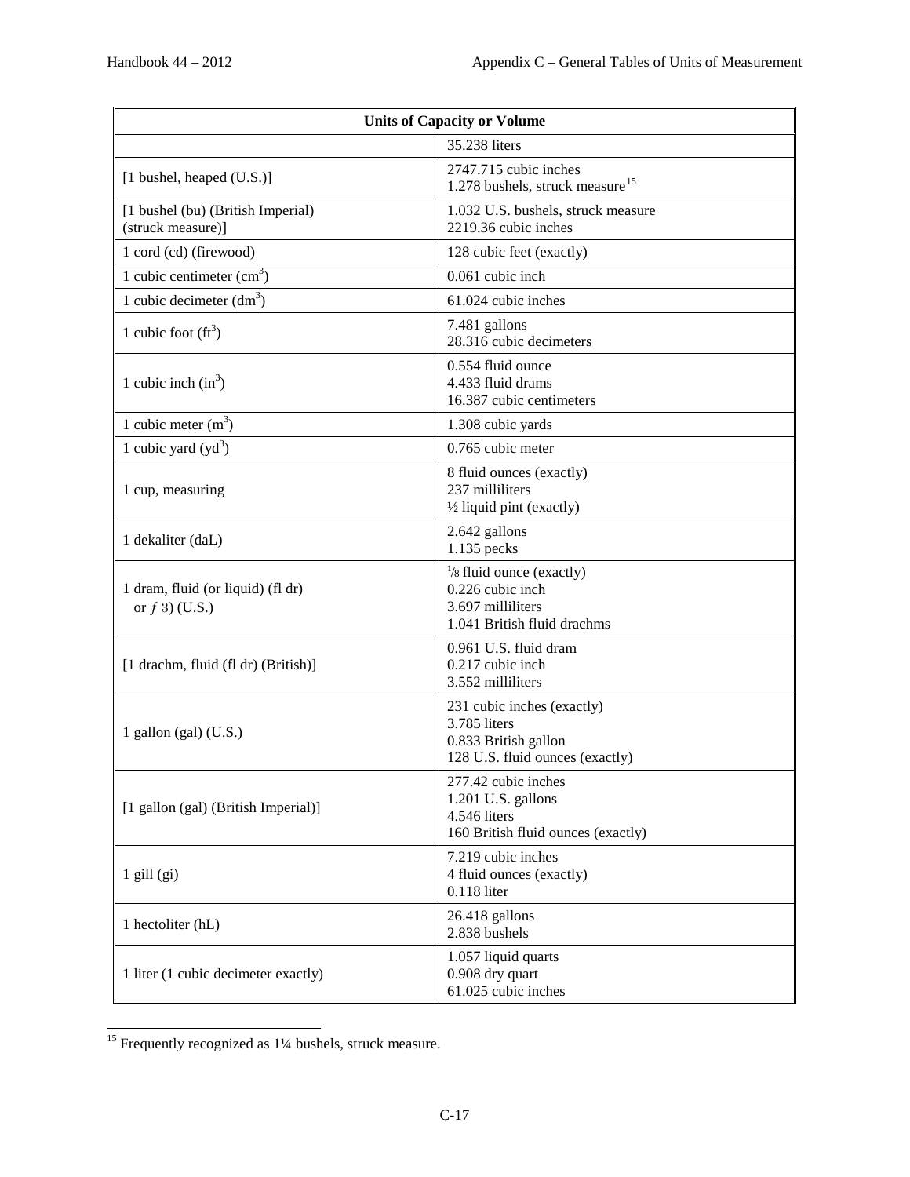| Units of Capacity or Volume | |
|---|---|
| | 35.238 liters |
| [1 bushel, heaped (U.S.)] | 2747.715 cubic inches<br>1.278 bushels, struck measure[15] |
| [1 bushel (bu) (British Imperial) (struck measure)] | 1.032 U.S. bushels, struck measure<br>2219.36 cubic inches |
| 1 cord (cd) (firewood) | 128 cubic feet (exactly) |
| 1 cubic centimeter ($cm^3$) | 0.061 cubic inch |
| 1 cubic decimeter ($dm^3$) | 61.024 cubic inches |
| 1 cubic foot ($ft^3$) | 7.481 gallons<br>28.316 cubic decimeters |
| 1 cubic inch ($in^3$) | 0.554 fluid ounce<br>4.433 fluid drams<br>16.387 cubic centimeters |
| 1 cubic meter ($m^3$) | 1.308 cubic yards |
| 1 cubic yard ($yd^3$) | 0.765 cubic meter |
| 1 cup, measuring | 8 fluid ounces (exactly)<br>237 milliliters<br>½ liquid pint (exactly) |
| 1 dekaliter (daL) | 2.642 gallons<br>1.135 pecks |
| 1 dram, fluid (or liquid) (fl dr) or *ƒ* 3) (U.S.) | ⅛ fluid ounce (exactly)<br>0.226 cubic inch<br>3.697 milliliters<br>1.041 British fluid drachms |
| [1 drachm, fluid (fl dr) (British)] | 0.961 U.S. fluid dram<br>0.217 cubic inch<br>3.552 milliliters |
| 1 gallon (gal) (U.S.) | 231 cubic inches (exactly)<br>3.785 liters<br>0.833 British gallon<br>128 U.S. fluid ounces (exactly) |
| [1 gallon (gal) (British Imperial)] | 277.42 cubic inches<br>1.201 U.S. gallons<br>4.546 liters<br>160 British fluid ounces (exactly) |
| 1 gill (gi) | 7.219 cubic inches<br>4 fluid ounces (exactly)<br>0.118 liter |
| 1 hectoliter (hL) | 26.418 gallons<br>2.838 bushels |
| 1 liter (1 cubic decimeter exactly) | 1.057 liquid quarts<br>0.908 dry quart<br>61.025 cubic inches |

[15] Frequently recognized as 1¼ bushels, struck measure.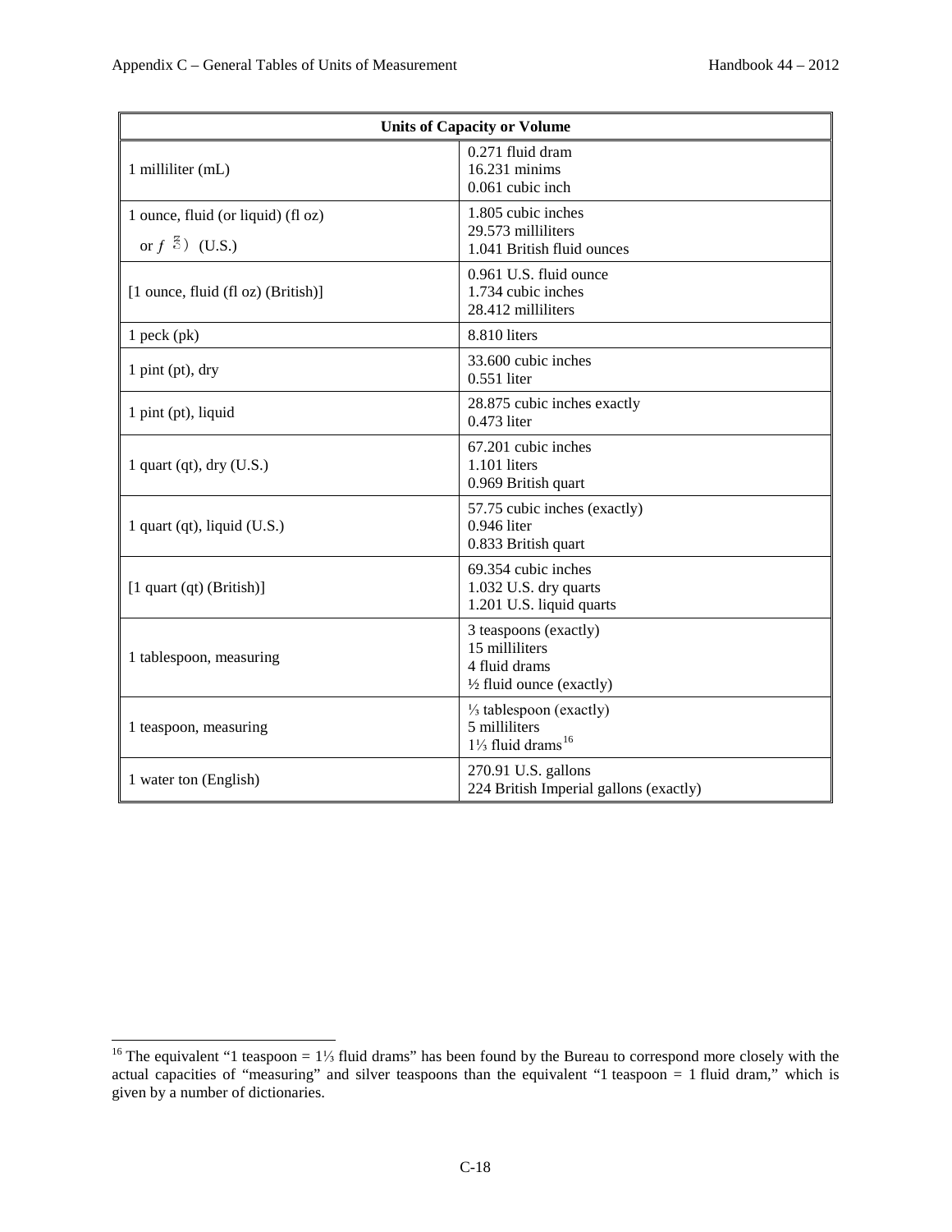| Units of Capacity or Volume | |
|---|---|
| 1 milliliter (mL) | 0.271 fluid dram<br>16.231 minims<br>0.061 cubic inch |
| 1 ounce, fluid (or liquid) (fl oz) or *f* ℥) (U.S.) | 1.805 cubic inches<br>29.573 milliliters<br>1.041 British fluid ounces |
| [1 ounce, fluid (fl oz) (British)] | 0.961 U.S. fluid ounce<br>1.734 cubic inches<br>28.412 milliliters |
| 1 peck (pk) | 8.810 liters |
| 1 pint (pt), dry | 33.600 cubic inches<br>0.551 liter |
| 1 pint (pt), liquid | 28.875 cubic inches exactly<br>0.473 liter |
| 1 quart (qt), dry (U.S.) | 67.201 cubic inches<br>1.101 liters<br>0.969 British quart |
| 1 quart (qt), liquid (U.S.) | 57.75 cubic inches (exactly)<br>0.946 liter<br>0.833 British quart |
| [1 quart (qt) (British)] | 69.354 cubic inches<br>1.032 U.S. dry quarts<br>1.201 U.S. liquid quarts |
| 1 tablespoon, measuring | 3 teaspoons (exactly)<br>15 milliliters<br>4 fluid drams<br>½ fluid ounce (exactly) |
| 1 teaspoon, measuring | ⅓ tablespoon (exactly)<br>5 milliliters<br>1⅓ fluid drams[16] |
| 1 water ton (English) | 270.91 U.S. gallons<br>224 British Imperial gallons (exactly) |

[16] The equivalent "1 teaspoon = 1⅓ fluid drams" has been found by the Bureau to correspond more closely with the actual capacities of "measuring" and silver teaspoons than the equivalent "1 teaspoon = 1 fluid dram," which is given by a number of dictionaries.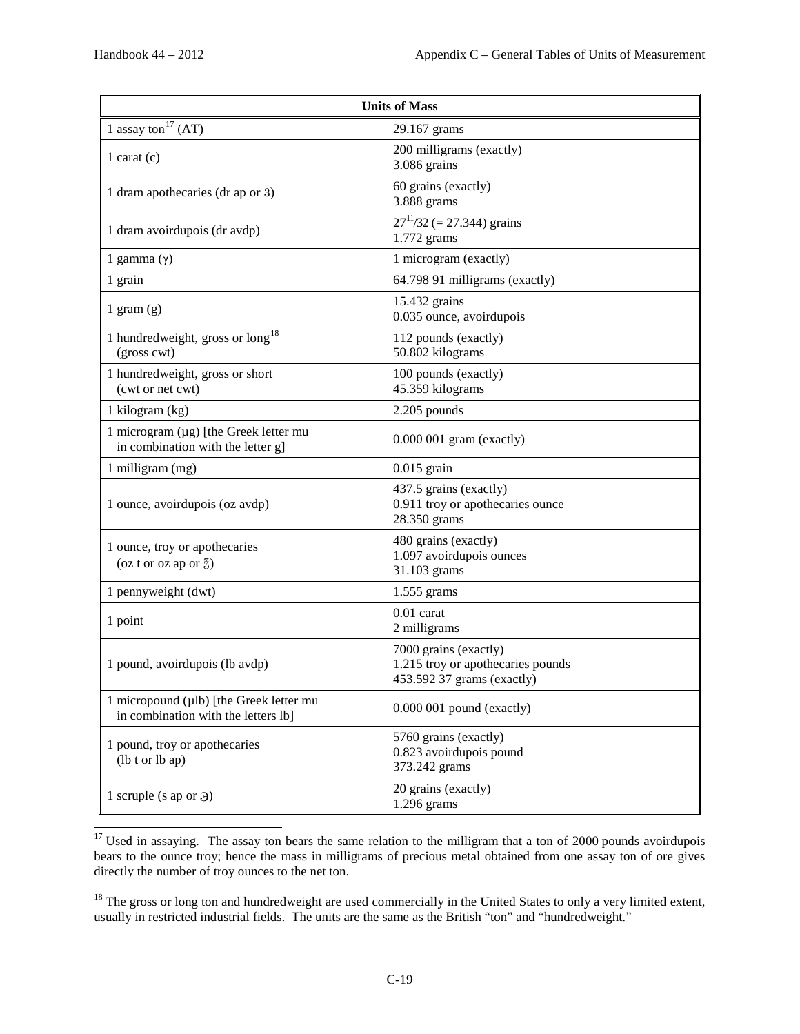| Units of Mass | |
|---|---|
| 1 assay ton[17] (AT) | 29.167 grams |
| 1 carat (c) | 200 milligrams (exactly)<br>3.086 grains |
| 1 dram apothecaries (dr ap or ʒ) | 60 grains (exactly)<br>3.888 grams |
| 1 dram avoirdupois (dr avdp) | $27^{11}/32$ (= 27.344) grains<br>1.772 grams |
| 1 gamma (γ) | 1 microgram (exactly) |
| 1 grain | 64.798 91 milligrams (exactly) |
| 1 gram (g) | 15.432 grains<br>0.035 ounce, avoirdupois |
| 1 hundredweight, gross or long[18] (gross cwt) | 112 pounds (exactly)<br>50.802 kilograms |
| 1 hundredweight, gross or short (cwt or net cwt) | 100 pounds (exactly)<br>45.359 kilograms |
| 1 kilogram (kg) | 2.205 pounds |
| 1 microgram (µg) [the Greek letter mu in combination with the letter g] | 0.000 001 gram (exactly) |
| 1 milligram (mg) | 0.015 grain |
| 1 ounce, avoirdupois (oz avdp) | 437.5 grains (exactly)<br>0.911 troy or apothecaries ounce<br>28.350 grams |
| 1 ounce, troy or apothecaries (oz t or oz ap or ℥) | 480 grains (exactly)<br>1.097 avoirdupois ounces<br>31.103 grams |
| 1 pennyweight (dwt) | 1.555 grams |
| 1 point | 0.01 carat<br>2 milligrams |
| 1 pound, avoirdupois (lb avdp) | 7000 grains (exactly)<br>1.215 troy or apothecaries pounds<br>453.592 37 grams (exactly) |
| 1 micropound (µlb) [the Greek letter mu in combination with the letters lb] | 0.000 001 pound (exactly) |
| 1 pound, troy or apothecaries (lb t or lb ap) | 5760 grains (exactly)<br>0.823 avoirdupois pound<br>373.242 grams |
| 1 scruple (s ap or ℈) | 20 grains (exactly)<br>1.296 grams |

[17] Used in assaying. The assay ton bears the same relation to the milligram that a ton of 2000 pounds avoirdupois bears to the ounce troy; hence the mass in milligrams of precious metal obtained from one assay ton of ore gives directly the number of troy ounces to the net ton.

[18] The gross or long ton and hundredweight are used commercially in the United States to only a very limited extent, usually in restricted industrial fields. The units are the same as the British "ton" and "hundredweight."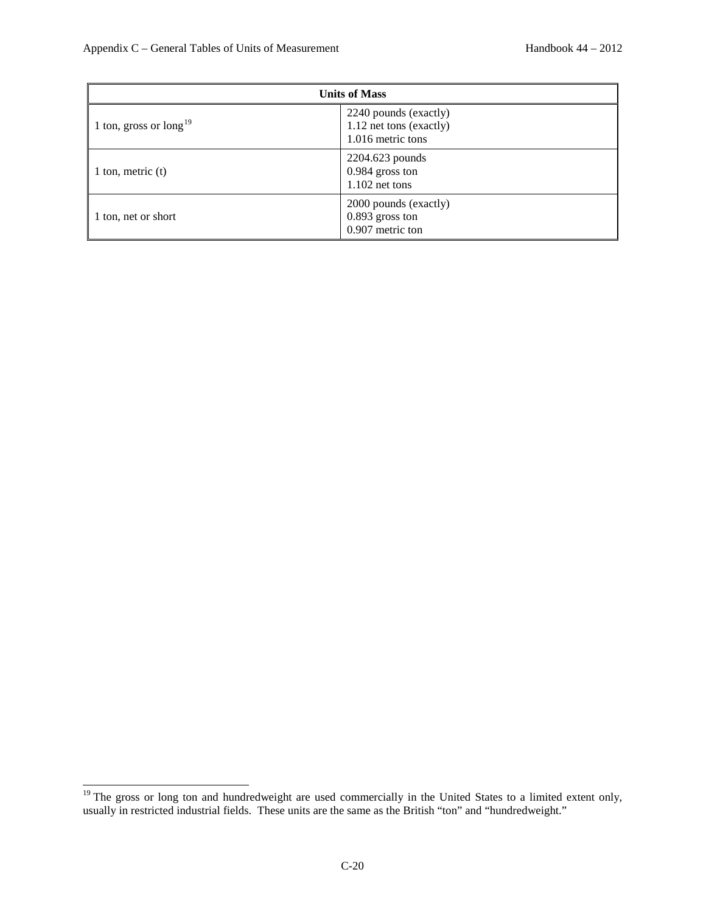| Units of Mass | |
|---|---|
| 1 ton, gross or long[19] | 2240 pounds (exactly)<br>1.12 net tons (exactly)<br>1.016 metric tons |
| 1 ton, metric (t) | 2204.623 pounds<br>0.984 gross ton<br>1.102 net tons |
| 1 ton, net or short | 2000 pounds (exactly)<br>0.893 gross ton<br>0.907 metric ton |

[19] The gross or long ton and hundredweight are used commercially in the United States to a limited extent only, usually in restricted industrial fields. These units are the same as the British "ton" and "hundredweight."